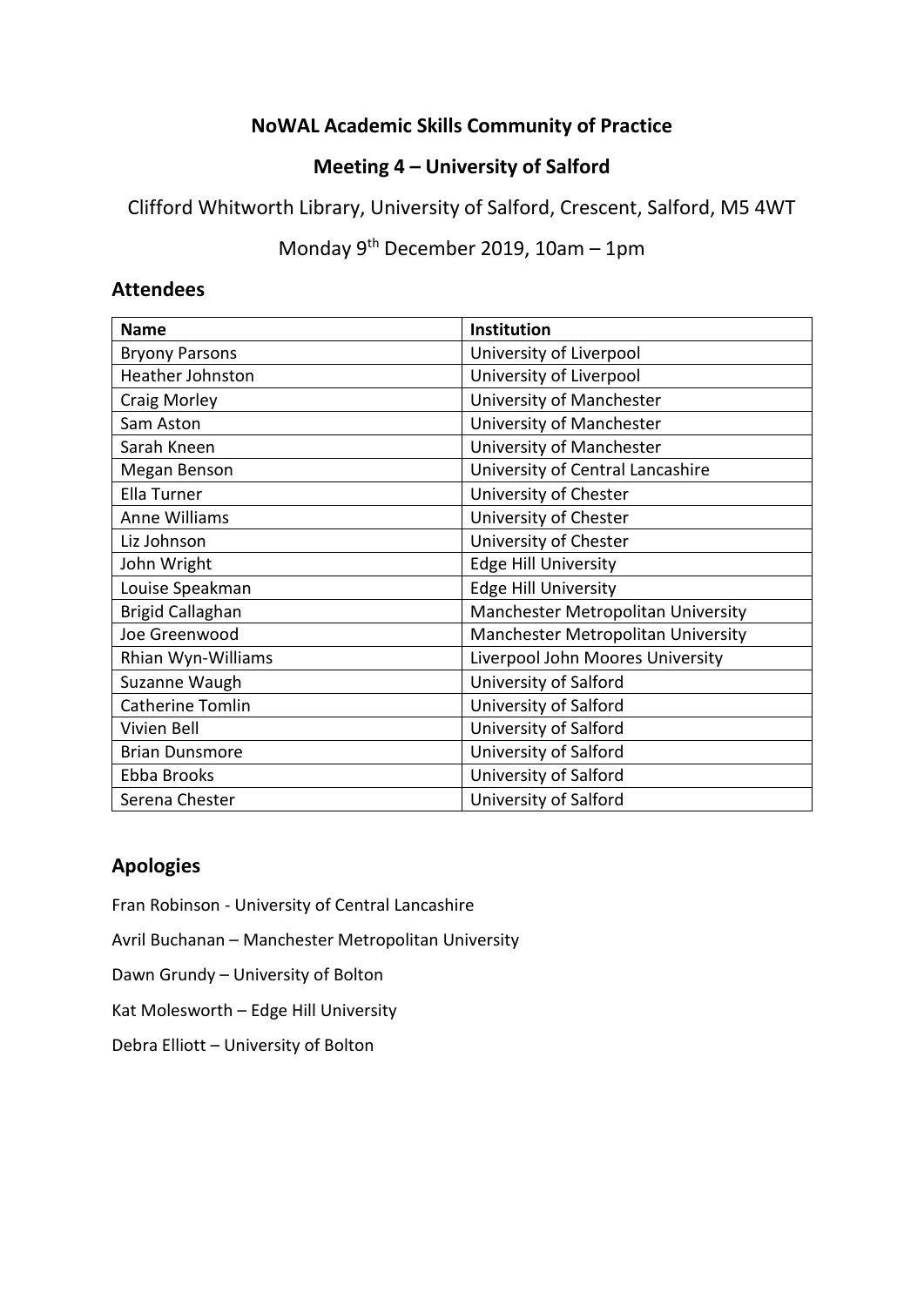# NoWAL Academic Skills Community of Practice

## Meeting 4 – University of Salford

Clifford Whitworth Library, University of Salford, Crescent, Salford, M5 4WT

Monday 9th December 2019, 10am – 1pm

## Attendees

| Name | Institution |
| --- | --- |
| Bryony Parsons | University of Liverpool |
| Heather Johnston | University of Liverpool |
| Craig Morley | University of Manchester |
| Sam Aston | University of Manchester |
| Sarah Kneen | University of Manchester |
| Megan Benson | University of Central Lancashire |
| Ella Turner | University of Chester |
| Anne Williams | University of Chester |
| Liz Johnson | University of Chester |
| John Wright | Edge Hill University |
| Louise Speakman | Edge Hill University |
| Brigid Callaghan | Manchester Metropolitan University |
| Joe Greenwood | Manchester Metropolitan University |
| Rhian Wyn-Williams | Liverpool John Moores University |
| Suzanne Waugh | University of Salford |
| Catherine Tomlin | University of Salford |
| Vivien Bell | University of Salford |
| Brian Dunsmore | University of Salford |
| Ebba Brooks | University of Salford |
| Serena Chester | University of Salford |

## Apologies

Fran Robinson - University of Central Lancashire

Avril Buchanan – Manchester Metropolitan University

Dawn Grundy – University of Bolton

Kat Molesworth – Edge Hill University

Debra Elliott – University of Bolton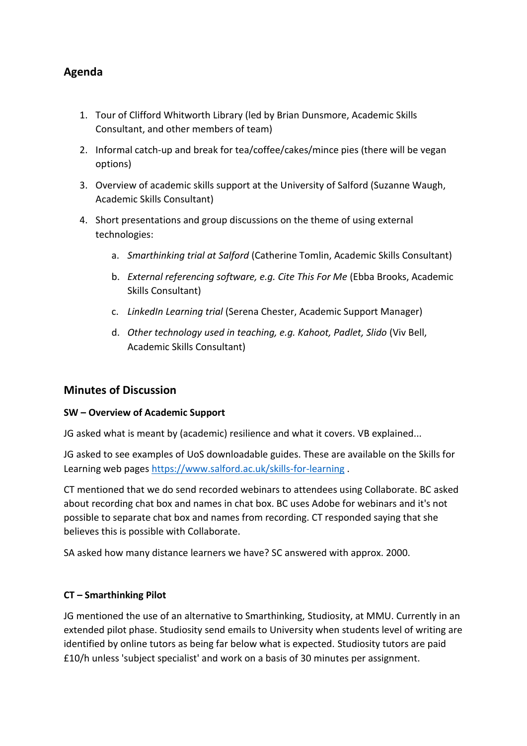## Agenda

1. Tour of Clifford Whitworth Library (led by Brian Dunsmore, Academic Skills Consultant, and other members of team)
2. Informal catch-up and break for tea/coffee/cakes/mince pies (there will be vegan options)
3. Overview of academic skills support at the University of Salford (Suzanne Waugh, Academic Skills Consultant)
4. Short presentations and group discussions on the theme of using external technologies:
    a. *Smarthinking trial at Salford* (Catherine Tomlin, Academic Skills Consultant)
    b. *External referencing software, e.g. Cite This For Me* (Ebba Brooks, Academic Skills Consultant)
    c. *LinkedIn Learning trial* (Serena Chester, Academic Support Manager)
    d. *Other technology used in teaching, e.g. Kahoot, Padlet, Slido* (Viv Bell, Academic Skills Consultant)

## Minutes of Discussion

**SW – Overview of Academic Support**

JG asked what is meant by (academic) resilience and what it covers. VB explained...

JG asked to see examples of UoS downloadable guides. These are available on the Skills for Learning web pages https://www.salford.ac.uk/skills-for-learning .

CT mentioned that we do send recorded webinars to attendees using Collaborate. BC asked about recording chat box and names in chat box. BC uses Adobe for webinars and it's not possible to separate chat box and names from recording. CT responded saying that she believes this is possible with Collaborate.

SA asked how many distance learners we have? SC answered with approx. 2000.

**CT – Smarthinking Pilot**

JG mentioned the use of an alternative to Smarthinking, Studiosity, at MMU. Currently in an extended pilot phase. Studiosity send emails to University when students level of writing are identified by online tutors as being far below what is expected. Studiosity tutors are paid £10/h unless 'subject specialist' and work on a basis of 30 minutes per assignment.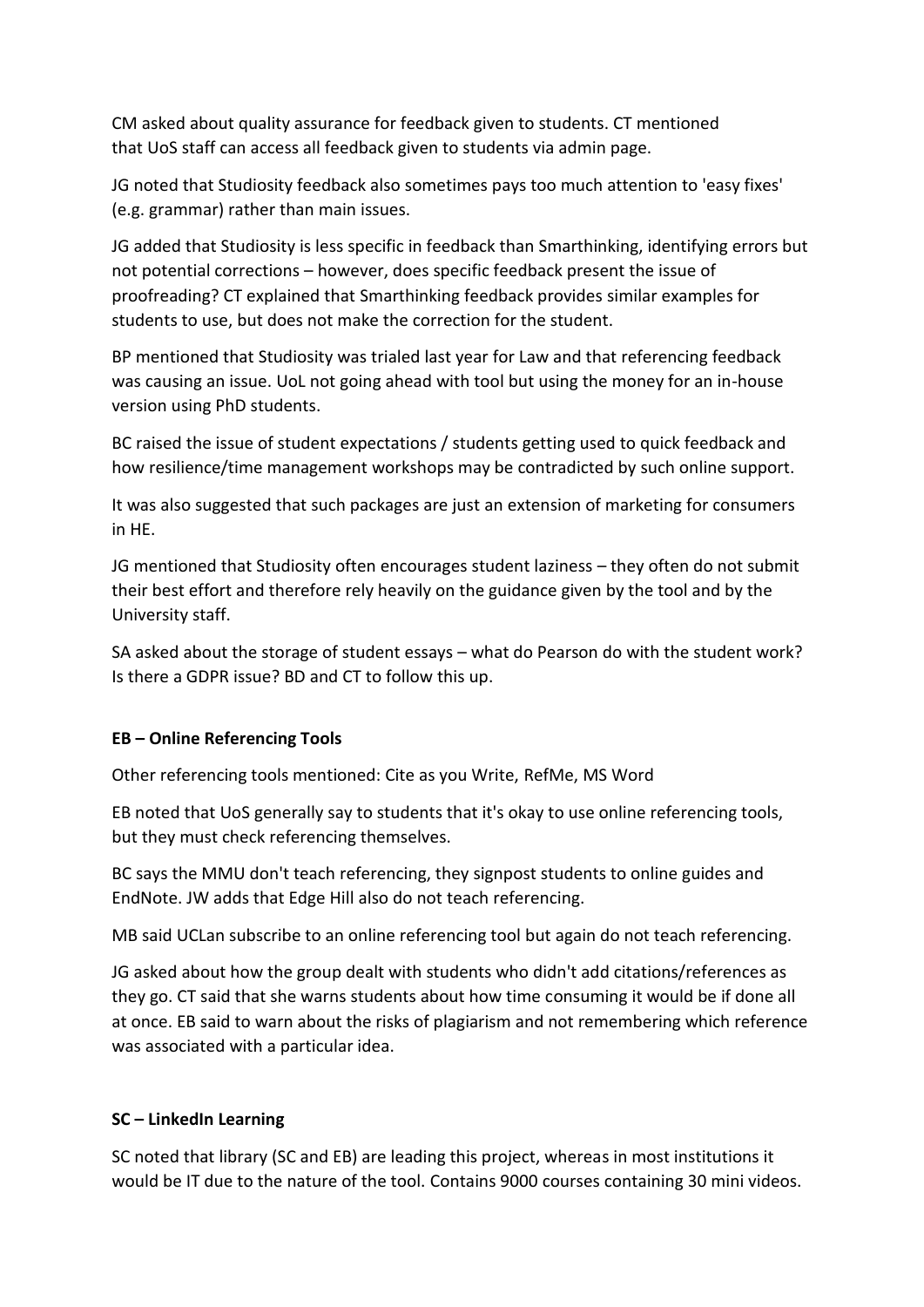CM asked about quality assurance for feedback given to students. CT mentioned that UoS staff can access all feedback given to students via admin page.

JG noted that Studiosity feedback also sometimes pays too much attention to 'easy fixes' (e.g. grammar) rather than main issues.

JG added that Studiosity is less specific in feedback than Smarthinking, identifying errors but not potential corrections – however, does specific feedback present the issue of proofreading? CT explained that Smarthinking feedback provides similar examples for students to use, but does not make the correction for the student.

BP mentioned that Studiosity was trialed last year for Law and that referencing feedback was causing an issue. UoL not going ahead with tool but using the money for an in-house version using PhD students.

BC raised the issue of student expectations / students getting used to quick feedback and how resilience/time management workshops may be contradicted by such online support.

It was also suggested that such packages are just an extension of marketing for consumers in HE.

JG mentioned that Studiosity often encourages student laziness – they often do not submit their best effort and therefore rely heavily on the guidance given by the tool and by the University staff.

SA asked about the storage of student essays – what do Pearson do with the student work? Is there a GDPR issue? BD and CT to follow this up.

**EB – Online Referencing Tools**

Other referencing tools mentioned: Cite as you Write, RefMe, MS Word

EB noted that UoS generally say to students that it's okay to use online referencing tools, but they must check referencing themselves.

BC says the MMU don't teach referencing, they signpost students to online guides and EndNote. JW adds that Edge Hill also do not teach referencing.

MB said UCLan subscribe to an online referencing tool but again do not teach referencing.

JG asked about how the group dealt with students who didn't add citations/references as they go. CT said that she warns students about how time consuming it would be if done all at once. EB said to warn about the risks of plagiarism and not remembering which reference was associated with a particular idea.

**SC – LinkedIn Learning**

SC noted that library (SC and EB) are leading this project, whereas in most institutions it would be IT due to the nature of the tool. Contains 9000 courses containing 30 mini videos.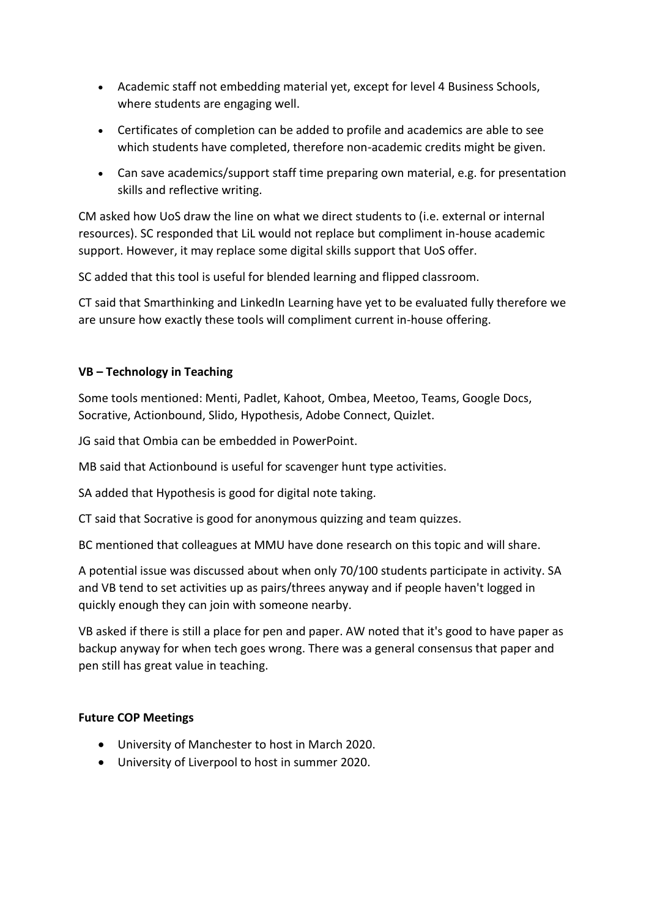- Academic staff not embedding material yet, except for level 4 Business Schools, where students are engaging well.
- Certificates of completion can be added to profile and academics are able to see which students have completed, therefore non-academic credits might be given.
- Can save academics/support staff time preparing own material, e.g. for presentation skills and reflective writing.

CM asked how UoS draw the line on what we direct students to (i.e. external or internal resources). SC responded that LiL would not replace but compliment in-house academic support. However, it may replace some digital skills support that UoS offer.

SC added that this tool is useful for blended learning and flipped classroom.

CT said that Smarthinking and LinkedIn Learning have yet to be evaluated fully therefore we are unsure how exactly these tools will compliment current in-house offering.

**VB – Technology in Teaching**

Some tools mentioned: Menti, Padlet, Kahoot, Ombea, Meetoo, Teams, Google Docs, Socrative, Actionbound, Slido, Hypothesis, Adobe Connect, Quizlet.

JG said that Ombia can be embedded in PowerPoint.

MB said that Actionbound is useful for scavenger hunt type activities.

SA added that Hypothesis is good for digital note taking.

CT said that Socrative is good for anonymous quizzing and team quizzes.

BC mentioned that colleagues at MMU have done research on this topic and will share.

A potential issue was discussed about when only 70/100 students participate in activity. SA and VB tend to set activities up as pairs/threes anyway and if people haven't logged in quickly enough they can join with someone nearby.

VB asked if there is still a place for pen and paper. AW noted that it's good to have paper as backup anyway for when tech goes wrong. There was a general consensus that paper and pen still has great value in teaching.

**Future COP Meetings**

- University of Manchester to host in March 2020.
- University of Liverpool to host in summer 2020.